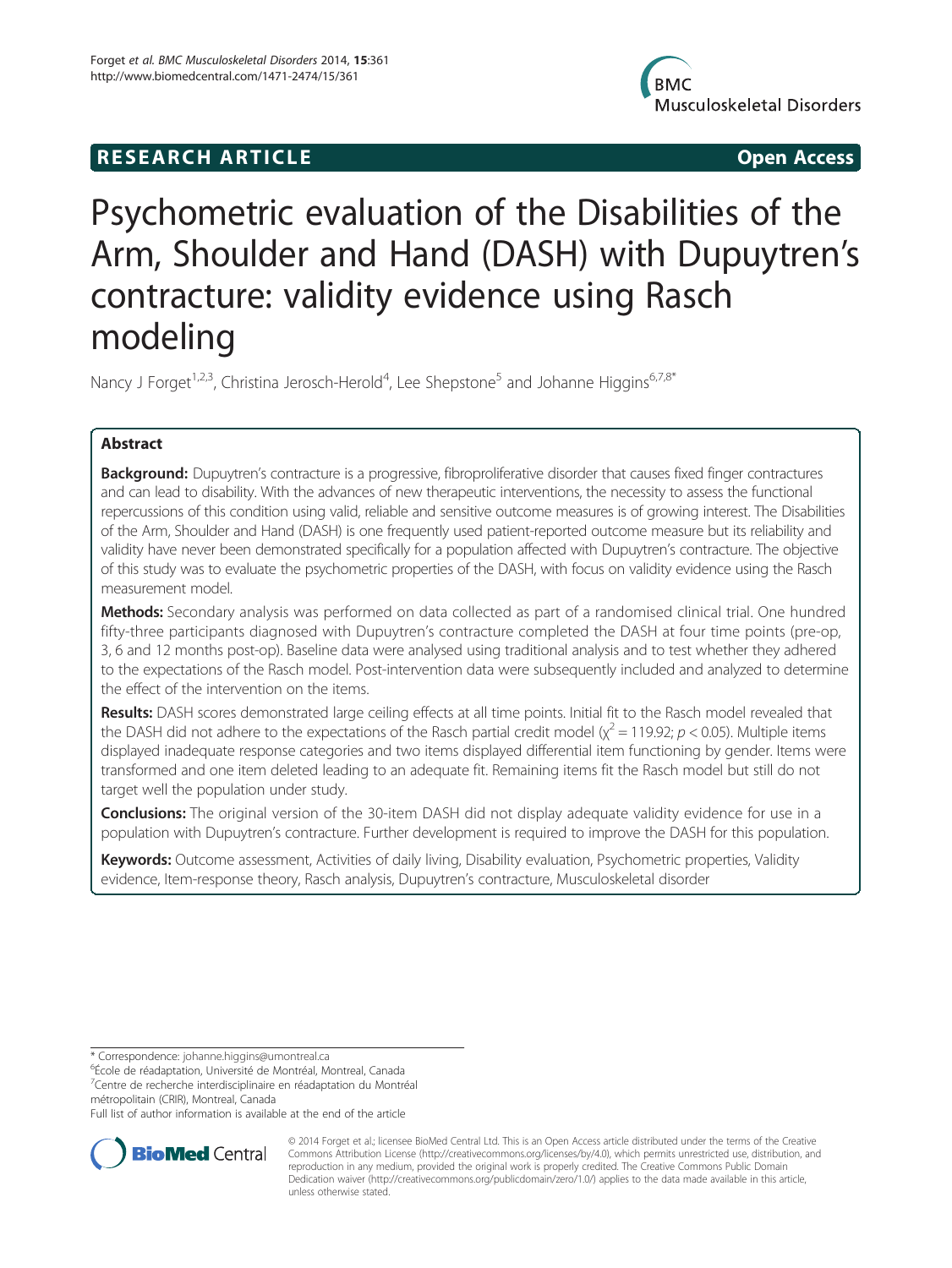RESEARCH ARTICLE Open Access

# Psychometric evaluation of the Disabilities of the Arm, Shoulder and Hand (DASH) with Dupuytren's contracture: validity evidence using Rasch modeling

Nancy J Forget[1,2,3], Christina Jerosch-Herold[4], Lee Shepstone[5] and Johanne Higgins[6,7,8*]

## Abstract

**Background:** Dupuytren's contracture is a progressive, fibroproliferative disorder that causes fixed finger contractures and can lead to disability. With the advances of new therapeutic interventions, the necessity to assess the functional repercussions of this condition using valid, reliable and sensitive outcome measures is of growing interest. The Disabilities of the Arm, Shoulder and Hand (DASH) is one frequently used patient-reported outcome measure but its reliability and validity have never been demonstrated specifically for a population affected with Dupuytren's contracture. The objective of this study was to evaluate the psychometric properties of the DASH, with focus on validity evidence using the Rasch measurement model.

**Methods:** Secondary analysis was performed on data collected as part of a randomised clinical trial. One hundred fifty-three participants diagnosed with Dupuytren's contracture completed the DASH at four time points (pre-op, 3, 6 and 12 months post-op). Baseline data were analysed using traditional analysis and to test whether they adhered to the expectations of the Rasch model. Post-intervention data were subsequently included and analyzed to determine the effect of the intervention on the items.

**Results:** DASH scores demonstrated large ceiling effects at all time points. Initial fit to the Rasch model revealed that the DASH did not adhere to the expectations of the Rasch partial credit model ($\chi^2 = 119.92$; $p < 0.05$). Multiple items displayed inadequate response categories and two items displayed differential item functioning by gender. Items were transformed and one item deleted leading to an adequate fit. Remaining items fit the Rasch model but still do not target well the population under study.

**Conclusions:** The original version of the 30-item DASH did not display adequate validity evidence for use in a population with Dupuytren's contracture. Further development is required to improve the DASH for this population.

**Keywords:** Outcome assessment, Activities of daily living, Disability evaluation, Psychometric properties, Validity evidence, Item-response theory, Rasch analysis, Dupuytren's contracture, Musculoskeletal disorder

\* Correspondence: johanne.higgins@umontreal.ca
[6]École de réadaptation, Université de Montréal, Montreal, Canada
[7]Centre de recherche interdisciplinaire en réadaptation du Montréal métropolitain (CRIR), Montreal, Canada
Full list of author information is available at the end of the article

© 2014 Forget et al.; licensee BioMed Central Ltd. This is an Open Access article distributed under the terms of the Creative Commons Attribution License (http://creativecommons.org/licenses/by/4.0), which permits unrestricted use, distribution, and reproduction in any medium, provided the original work is properly credited. The Creative Commons Public Domain Dedication waiver (http://creativecommons.org/publicdomain/zero/1.0/) applies to the data made available in this article, unless otherwise stated.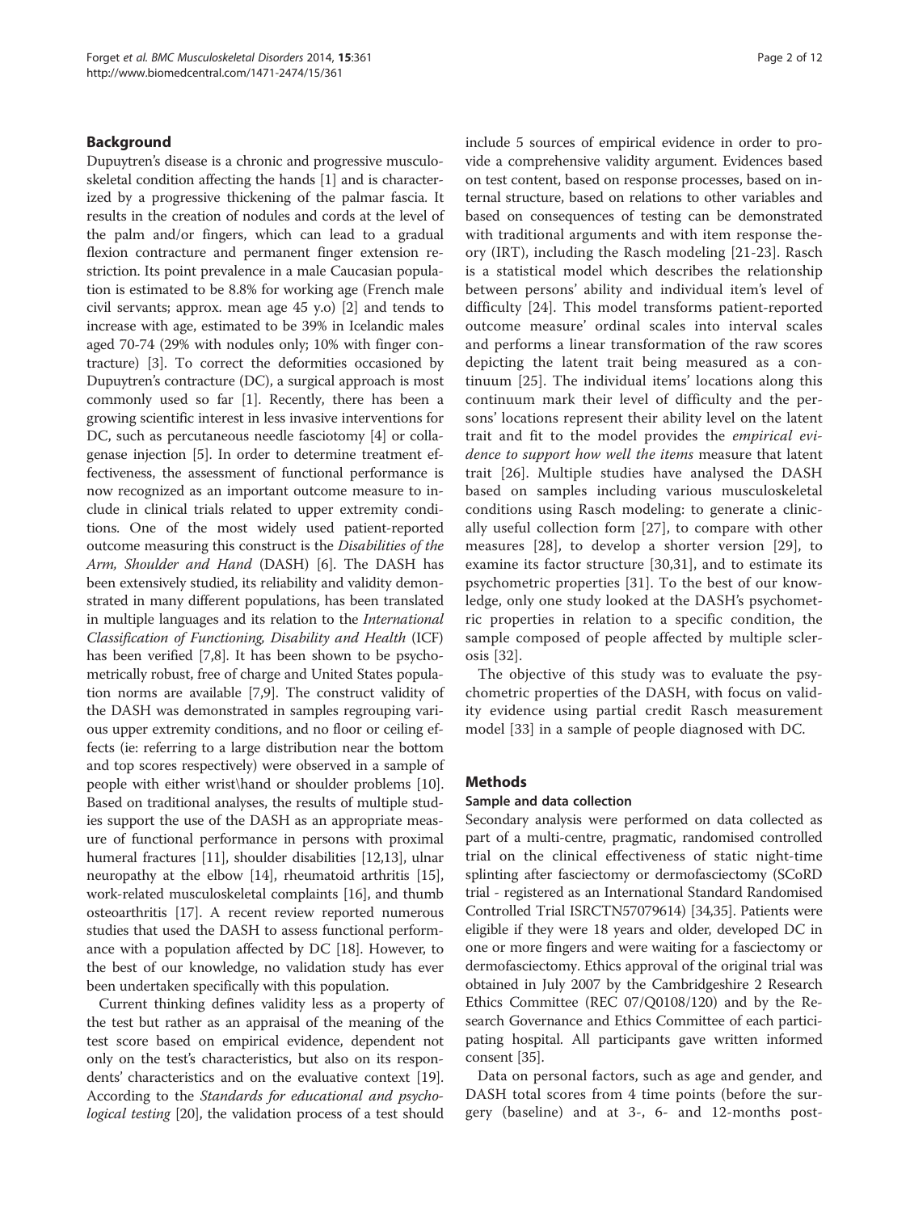## Background

Dupuytren's disease is a chronic and progressive musculoskeletal condition affecting the hands [1] and is characterized by a progressive thickening of the palmar fascia. It results in the creation of nodules and cords at the level of the palm and/or fingers, which can lead to a gradual flexion contracture and permanent finger extension restriction. Its point prevalence in a male Caucasian population is estimated to be 8.8% for working age (French male civil servants; approx. mean age 45 y.o) [2] and tends to increase with age, estimated to be 39% in Icelandic males aged 70-74 (29% with nodules only; 10% with finger contracture) [3]. To correct the deformities occasioned by Dupuytren's contracture (DC), a surgical approach is most commonly used so far [1]. Recently, there has been a growing scientific interest in less invasive interventions for DC, such as percutaneous needle fasciotomy [4] or collagenase injection [5]. In order to determine treatment effectiveness, the assessment of functional performance is now recognized as an important outcome measure to include in clinical trials related to upper extremity conditions. One of the most widely used patient-reported outcome measuring this construct is the *Disabilities of the Arm, Shoulder and Hand* (DASH) [6]. The DASH has been extensively studied, its reliability and validity demonstrated in many different populations, has been translated in multiple languages and its relation to the *International Classification of Functioning, Disability and Health* (ICF) has been verified [7,8]. It has been shown to be psychometrically robust, free of charge and United States population norms are available [7,9]. The construct validity of the DASH was demonstrated in samples regrouping various upper extremity conditions, and no floor or ceiling effects (ie: referring to a large distribution near the bottom and top scores respectively) were observed in a sample of people with either wrist\hand or shoulder problems [10]. Based on traditional analyses, the results of multiple studies support the use of the DASH as an appropriate measure of functional performance in persons with proximal humeral fractures [11], shoulder disabilities [12,13], ulnar neuropathy at the elbow [14], rheumatoid arthritis [15], work-related musculoskeletal complaints [16], and thumb osteoarthritis [17]. A recent review reported numerous studies that used the DASH to assess functional performance with a population affected by DC [18]. However, to the best of our knowledge, no validation study has ever been undertaken specifically with this population.

Current thinking defines validity less as a property of the test but rather as an appraisal of the meaning of the test score based on empirical evidence, dependent not only on the test's characteristics, but also on its respondents' characteristics and on the evaluative context [19]. According to the *Standards for educational and psychological testing* [20], the validation process of a test should include 5 sources of empirical evidence in order to provide a comprehensive validity argument. Evidences based on test content, based on response processes, based on internal structure, based on relations to other variables and based on consequences of testing can be demonstrated with traditional arguments and with item response theory (IRT), including the Rasch modeling [21-23]. Rasch is a statistical model which describes the relationship between persons' ability and individual item's level of difficulty [24]. This model transforms patient-reported outcome measure' ordinal scales into interval scales and performs a linear transformation of the raw scores depicting the latent trait being measured as a continuum [25]. The individual items' locations along this continuum mark their level of difficulty and the persons' locations represent their ability level on the latent trait and fit to the model provides the *empirical evidence to support how well the items* measure that latent trait [26]. Multiple studies have analysed the DASH based on samples including various musculoskeletal conditions using Rasch modeling: to generate a clinically useful collection form [27], to compare with other measures [28], to develop a shorter version [29], to examine its factor structure [30,31], and to estimate its psychometric properties [31]. To the best of our knowledge, only one study looked at the DASH's psychometric properties in relation to a specific condition, the sample composed of people affected by multiple sclerosis [32].

The objective of this study was to evaluate the psychometric properties of the DASH, with focus on validity evidence using partial credit Rasch measurement model [33] in a sample of people diagnosed with DC.

## Methods

### Sample and data collection

Secondary analysis were performed on data collected as part of a multi-centre, pragmatic, randomised controlled trial on the clinical effectiveness of static night-time splinting after fasciectomy or dermofasciectomy (SCoRD trial - registered as an International Standard Randomised Controlled Trial ISRCTN57079614) [34,35]. Patients were eligible if they were 18 years and older, developed DC in one or more fingers and were waiting for a fasciectomy or dermofasciectomy. Ethics approval of the original trial was obtained in July 2007 by the Cambridgeshire 2 Research Ethics Committee (REC 07/Q0108/120) and by the Research Governance and Ethics Committee of each participating hospital. All participants gave written informed consent [35].

Data on personal factors, such as age and gender, and DASH total scores from 4 time points (before the surgery (baseline) and at 3-, 6- and 12-months post-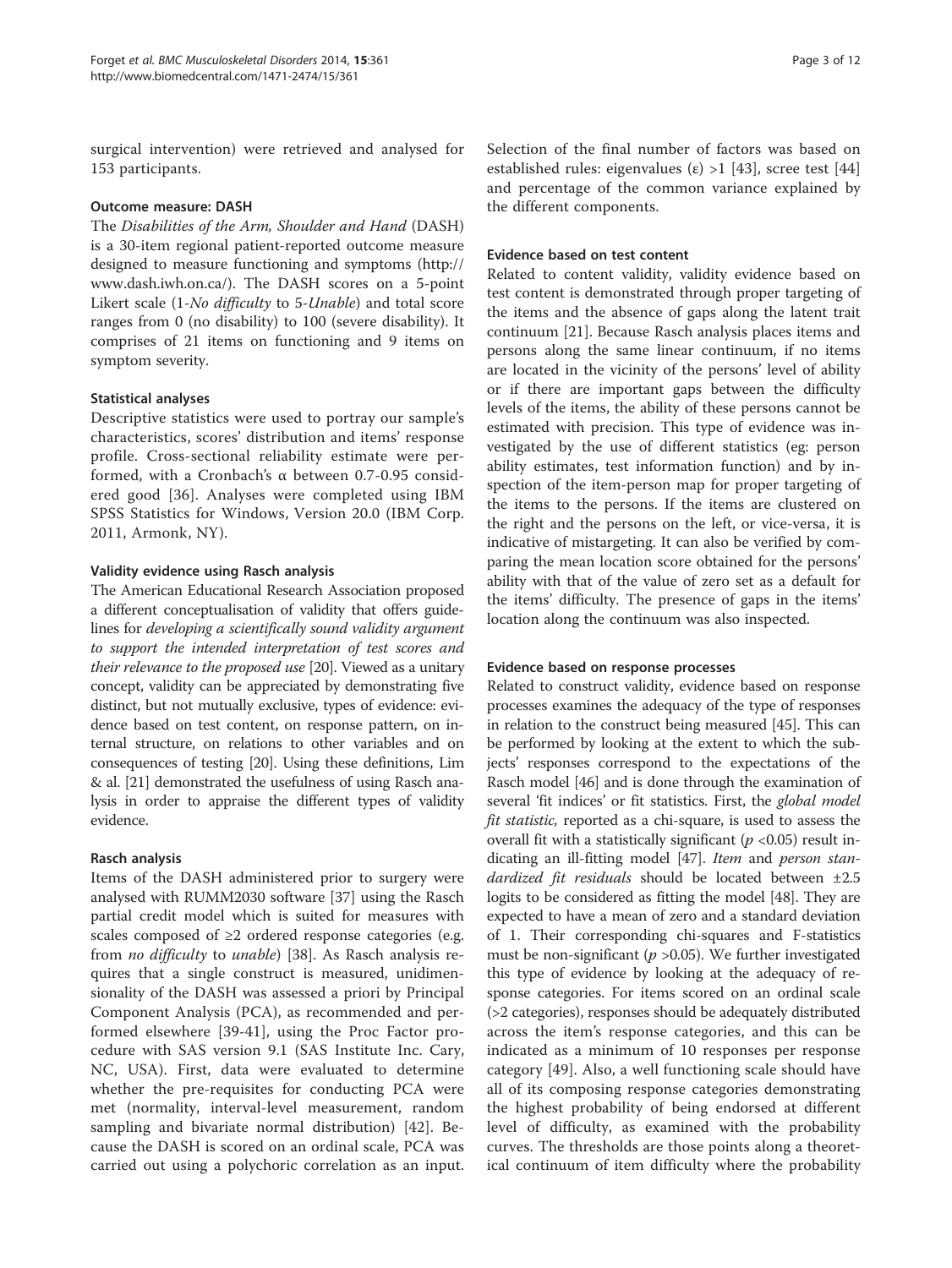surgical intervention) were retrieved and analysed for 153 participants.

### Outcome measure: DASH

The *Disabilities of the Arm, Shoulder and Hand* (DASH) is a 30-item regional patient-reported outcome measure designed to measure functioning and symptoms (http://www.dash.iwh.on.ca/). The DASH scores on a 5-point Likert scale (1-*No difficulty* to 5-*Unable*) and total score ranges from 0 (no disability) to 100 (severe disability). It comprises of 21 items on functioning and 9 items on symptom severity.

### Statistical analyses

Descriptive statistics were used to portray our sample's characteristics, scores' distribution and items' response profile. Cross-sectional reliability estimate were performed, with a Cronbach's α between 0.7-0.95 considered good [36]. Analyses were completed using IBM SPSS Statistics for Windows, Version 20.0 (IBM Corp. 2011, Armonk, NY).

### Validity evidence using Rasch analysis

The American Educational Research Association proposed a different conceptualisation of validity that offers guidelines for *developing a scientifically sound validity argument to support the intended interpretation of test scores and their relevance to the proposed use* [20]. Viewed as a unitary concept, validity can be appreciated by demonstrating five distinct, but not mutually exclusive, types of evidence: evidence based on test content, on response pattern, on internal structure, on relations to other variables and on consequences of testing [20]. Using these definitions, Lim & al. [21] demonstrated the usefulness of using Rasch analysis in order to appraise the different types of validity evidence.

### Rasch analysis

Items of the DASH administered prior to surgery were analysed with RUMM2030 software [37] using the Rasch partial credit model which is suited for measures with scales composed of ≥2 ordered response categories (e.g. from *no difficulty* to *unable*) [38]. As Rasch analysis requires that a single construct is measured, unidimensionality of the DASH was assessed a priori by Principal Component Analysis (PCA), as recommended and performed elsewhere [39-41], using the Proc Factor procedure with SAS version 9.1 (SAS Institute Inc. Cary, NC, USA). First, data were evaluated to determine whether the pre-requisites for conducting PCA were met (normality, interval-level measurement, random sampling and bivariate normal distribution) [42]. Because the DASH is scored on an ordinal scale, PCA was carried out using a polychoric correlation as an input. Selection of the final number of factors was based on established rules: eigenvalues (ε) >1 [43], scree test [44] and percentage of the common variance explained by the different components.

### Evidence based on test content

Related to content validity, validity evidence based on test content is demonstrated through proper targeting of the items and the absence of gaps along the latent trait continuum [21]. Because Rasch analysis places items and persons along the same linear continuum, if no items are located in the vicinity of the persons' level of ability or if there are important gaps between the difficulty levels of the items, the ability of these persons cannot be estimated with precision. This type of evidence was investigated by the use of different statistics (eg: person ability estimates, test information function) and by inspection of the item-person map for proper targeting of the items to the persons. If the items are clustered on the right and the persons on the left, or vice-versa, it is indicative of mistargeting. It can also be verified by comparing the mean location score obtained for the persons' ability with that of the value of zero set as a default for the items' difficulty. The presence of gaps in the items' location along the continuum was also inspected.

### Evidence based on response processes

Related to construct validity, evidence based on response processes examines the adequacy of the type of responses in relation to the construct being measured [45]. This can be performed by looking at the extent to which the subjects' responses correspond to the expectations of the Rasch model [46] and is done through the examination of several 'fit indices' or fit statistics. First, the *global model fit statistic*, reported as a chi-square, is used to assess the overall fit with a statistically significant ($p$ <0.05) result indicating an ill-fitting model [47]. *Item* and *person standardized fit residuals* should be located between ±2.5 logits to be considered as fitting the model [48]. They are expected to have a mean of zero and a standard deviation of 1. Their corresponding chi-squares and F-statistics must be non-significant ($p$ >0.05). We further investigated this type of evidence by looking at the adequacy of response categories. For items scored on an ordinal scale (>2 categories), responses should be adequately distributed across the item's response categories, and this can be indicated as a minimum of 10 responses per response category [49]. Also, a well functioning scale should have all of its composing response categories demonstrating the highest probability of being endorsed at different level of difficulty, as examined with the probability curves. The thresholds are those points along a theoretical continuum of item difficulty where the probability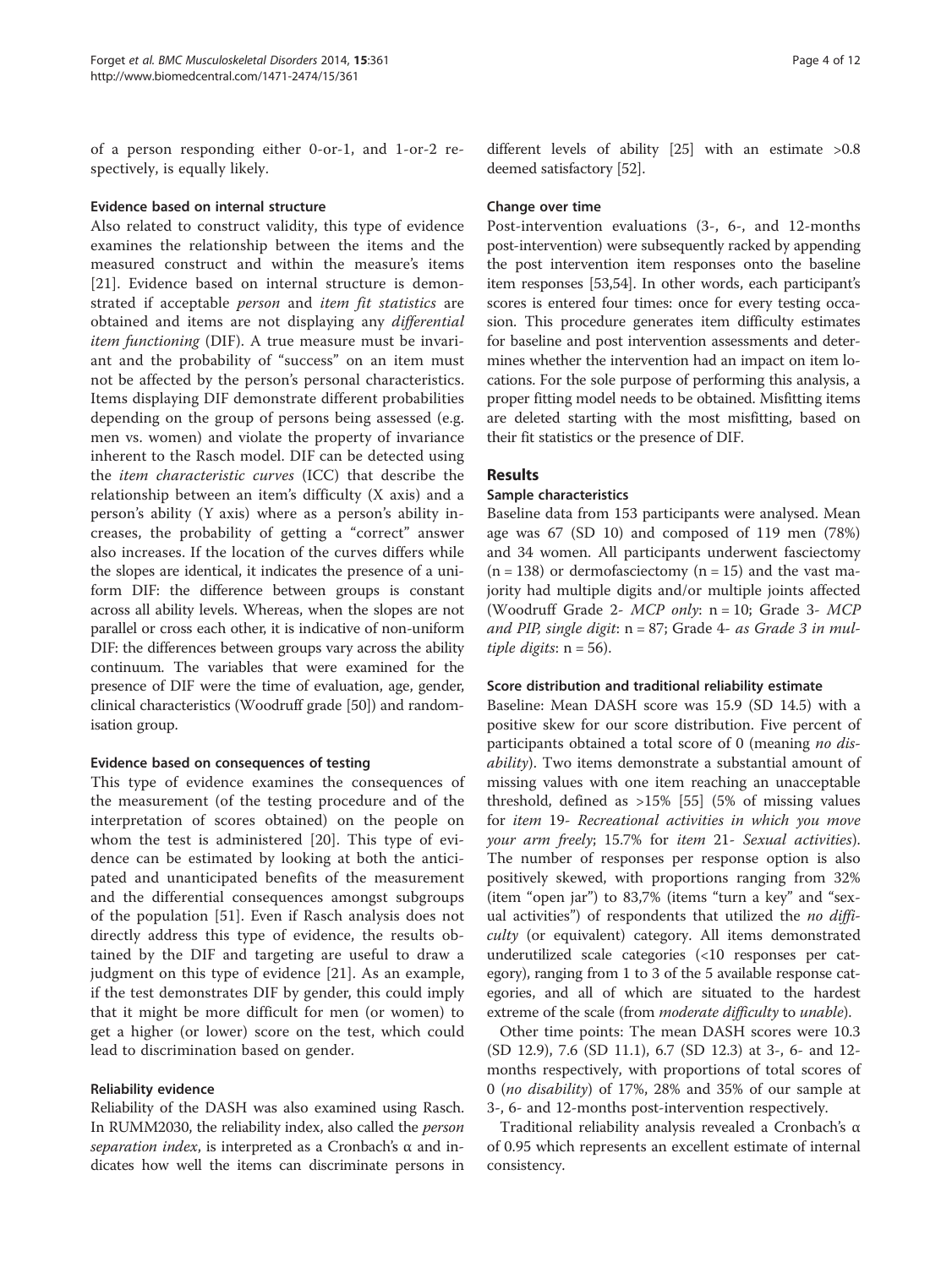of a person responding either 0-or-1, and 1-or-2 respectively, is equally likely.

#### Evidence based on internal structure

Also related to construct validity, this type of evidence examines the relationship between the items and the measured construct and within the measure's items [21]. Evidence based on internal structure is demonstrated if acceptable *person* and *item fit statistics* are obtained and items are not displaying any *differential item functioning* (DIF). A true measure must be invariant and the probability of "success" on an item must not be affected by the person's personal characteristics. Items displaying DIF demonstrate different probabilities depending on the group of persons being assessed (e.g. men vs. women) and violate the property of invariance inherent to the Rasch model. DIF can be detected using the *item characteristic curves* (ICC) that describe the relationship between an item's difficulty (X axis) and a person's ability (Y axis) where as a person's ability increases, the probability of getting a "correct" answer also increases. If the location of the curves differs while the slopes are identical, it indicates the presence of a uniform DIF: the difference between groups is constant across all ability levels. Whereas, when the slopes are not parallel or cross each other, it is indicative of non-uniform DIF: the differences between groups vary across the ability continuum. The variables that were examined for the presence of DIF were the time of evaluation, age, gender, clinical characteristics (Woodruff grade [50]) and randomisation group.

#### Evidence based on consequences of testing

This type of evidence examines the consequences of the measurement (of the testing procedure and of the interpretation of scores obtained) on the people on whom the test is administered [20]. This type of evidence can be estimated by looking at both the anticipated and unanticipated benefits of the measurement and the differential consequences amongst subgroups of the population [51]. Even if Rasch analysis does not directly address this type of evidence, the results obtained by the DIF and targeting are useful to draw a judgment on this type of evidence [21]. As an example, if the test demonstrates DIF by gender, this could imply that it might be more difficult for men (or women) to get a higher (or lower) score on the test, which could lead to discrimination based on gender.

#### Reliability evidence

Reliability of the DASH was also examined using Rasch. In RUMM2030, the reliability index, also called the *person separation index*, is interpreted as a Cronbach's α and indicates how well the items can discriminate persons in different levels of ability [25] with an estimate >0.8 deemed satisfactory [52].

#### Change over time

Post-intervention evaluations (3-, 6-, and 12-months post-intervention) were subsequently racked by appending the post intervention item responses onto the baseline item responses [53,54]. In other words, each participant's scores is entered four times: once for every testing occasion. This procedure generates item difficulty estimates for baseline and post intervention assessments and determines whether the intervention had an impact on item locations. For the sole purpose of performing this analysis, a proper fitting model needs to be obtained. Misfitting items are deleted starting with the most misfitting, based on their fit statistics or the presence of DIF.

## Results

### Sample characteristics

Baseline data from 153 participants were analysed. Mean age was 67 (SD 10) and composed of 119 men (78%) and 34 women. All participants underwent fasciectomy (n = 138) or dermofasciectomy (n = 15) and the vast majority had multiple digits and/or multiple joints affected (Woodruff Grade 2- *MCP only*: n = 10; Grade 3- *MCP and PIP, single digit*: n = 87; Grade 4- *as Grade 3 in multiple digits*: n = 56).

### Score distribution and traditional reliability estimate

Baseline: Mean DASH score was 15.9 (SD 14.5) with a positive skew for our score distribution. Five percent of participants obtained a total score of 0 (meaning *no disability*). Two items demonstrate a substantial amount of missing values with one item reaching an unacceptable threshold, defined as >15% [55] (5% of missing values for *item* 19- *Recreational activities in which you move your arm freely*; 15.7% for *item* 21- *Sexual activities*). The number of responses per response option is also positively skewed, with proportions ranging from 32% (item "open jar") to 83,7% (items "turn a key" and "sexual activities") of respondents that utilized the *no difficulty* (or equivalent) category. All items demonstrated underutilized scale categories (<10 responses per category), ranging from 1 to 3 of the 5 available response categories, and all of which are situated to the hardest extreme of the scale (from *moderate difficulty* to *unable*).

Other time points: The mean DASH scores were 10.3 (SD 12.9), 7.6 (SD 11.1), 6.7 (SD 12.3) at 3-, 6- and 12-months respectively, with proportions of total scores of 0 (*no disability*) of 17%, 28% and 35% of our sample at 3-, 6- and 12-months post-intervention respectively.

Traditional reliability analysis revealed a Cronbach's α of 0.95 which represents an excellent estimate of internal consistency.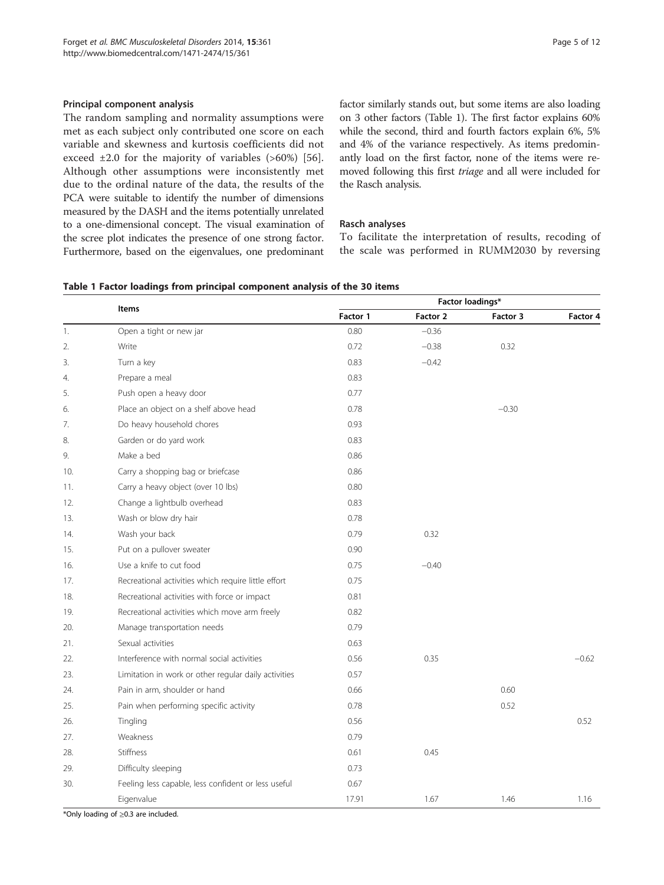### Principal component analysis

The random sampling and normality assumptions were met as each subject only contributed one score on each variable and skewness and kurtosis coefficients did not exceed ±2.0 for the majority of variables (>60%) [56]. Although other assumptions were inconsistently met due to the ordinal nature of the data, the results of the PCA were suitable to identify the number of dimensions measured by the DASH and the items potentially unrelated to a one-dimensional concept. The visual examination of the scree plot indicates the presence of one strong factor. Furthermore, based on the eigenvalues, one predominant factor similarly stands out, but some items are also loading on 3 other factors (Table 1). The first factor explains 60% while the second, third and fourth factors explain 6%, 5% and 4% of the variance respectively. As items predominantly load on the first factor, none of the items were removed following this first *triage* and all were included for the Rasch analysis.

### Rasch analyses

To facilitate the interpretation of results, recoding of the scale was performed in RUMM2030 by reversing

**Table 1 Factor loadings from principal component analysis of the 30 items**

| | Items | Factor loadings* | | | |
|---|---|---|---|---|---|
| | | Factor 1 | Factor 2 | Factor 3 | Factor 4 |
| 1. | Open a tight or new jar | 0.80 | −0.36 | | |
| 2. | Write | 0.72 | −0.38 | 0.32 | |
| 3. | Turn a key | 0.83 | −0.42 | | |
| 4. | Prepare a meal | 0.83 | | | |
| 5. | Push open a heavy door | 0.77 | | | |
| 6. | Place an object on a shelf above head | 0.78 | | −0.30 | |
| 7. | Do heavy household chores | 0.93 | | | |
| 8. | Garden or do yard work | 0.83 | | | |
| 9. | Make a bed | 0.86 | | | |
| 10. | Carry a shopping bag or briefcase | 0.86 | | | |
| 11. | Carry a heavy object (over 10 lbs) | 0.80 | | | |
| 12. | Change a lightbulb overhead | 0.83 | | | |
| 13. | Wash or blow dry hair | 0.78 | | | |
| 14. | Wash your back | 0.79 | 0.32 | | |
| 15. | Put on a pullover sweater | 0.90 | | | |
| 16. | Use a knife to cut food | 0.75 | −0.40 | | |
| 17. | Recreational activities which require little effort | 0.75 | | | |
| 18. | Recreational activities with force or impact | 0.81 | | | |
| 19. | Recreational activities which move arm freely | 0.82 | | | |
| 20. | Manage transportation needs | 0.79 | | | |
| 21. | Sexual activities | 0.63 | | | |
| 22. | Interference with normal social activities | 0.56 | 0.35 | | −0.62 |
| 23. | Limitation in work or other regular daily activities | 0.57 | | | |
| 24. | Pain in arm, shoulder or hand | 0.66 | | 0.60 | |
| 25. | Pain when performing specific activity | 0.78 | | 0.52 | |
| 26. | Tingling | 0.56 | | | 0.52 |
| 27. | Weakness | 0.79 | | | |
| 28. | Stiffness | 0.61 | 0.45 | | |
| 29. | Difficulty sleeping | 0.73 | | | |
| 30. | Feeling less capable, less confident or less useful | 0.67 | | | |
| | Eigenvalue | 17.91 | 1.67 | 1.46 | 1.16 |

*Only loading of ≥0.3 are included.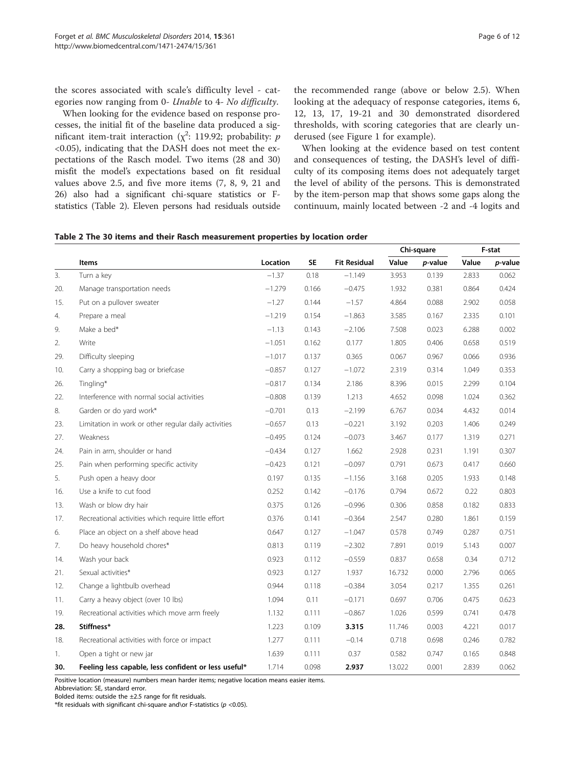the scores associated with scale's difficulty level - categories now ranging from 0- *Unable* to 4- *No difficulty*.

When looking for the evidence based on response processes, the initial fit of the baseline data produced a significant item-trait interaction ($\chi^2$: 119.92; probability: $p$ <0.05), indicating that the DASH does not meet the expectations of the Rasch model. Two items (28 and 30) misfit the model's expectations based on fit residual values above 2.5, and five more items (7, 8, 9, 21 and 26) also had a significant chi-square statistics or F-statistics (Table 2). Eleven persons had residuals outside the recommended range (above or below 2.5). When looking at the adequacy of response categories, items 6, 12, 13, 17, 19-21 and 30 demonstrated disordered thresholds, with scoring categories that are clearly underused (see Figure 1 for example).

When looking at the evidence based on test content and consequences of testing, the DASH's level of difficulty of its composing items does not adequately target the level of ability of the persons. This is demonstrated by the item-person map that shows some gaps along the continuum, mainly located between -2 and -4 logits and

**Table 2 The 30 items and their Rasch measurement properties by location order**

| | | | | | Chi-square | | F-stat | |
|---|---|---|---|---|---|---|---|---|
| | **Items** | **Location** | **SE** | **Fit Residual** | **Value** | ***p*-value** | **Value** | ***p*-value** |
| 3. | Turn a key | −1.37 | 0.18 | −1.149 | 3.953 | 0.139 | 2.833 | 0.062 |
| 20. | Manage transportation needs | −1.279 | 0.166 | −0.475 | 1.932 | 0.381 | 0.864 | 0.424 |
| 15. | Put on a pullover sweater | −1.27 | 0.144 | −1.57 | 4.864 | 0.088 | 2.902 | 0.058 |
| 4. | Prepare a meal | −1.219 | 0.154 | −1.863 | 3.585 | 0.167 | 2.335 | 0.101 |
| 9. | Make a bed* | −1.13 | 0.143 | −2.106 | 7.508 | 0.023 | 6.288 | 0.002 |
| 2. | Write | −1.051 | 0.162 | 0.177 | 1.805 | 0.406 | 0.658 | 0.519 |
| 29. | Difficulty sleeping | −1.017 | 0.137 | 0.365 | 0.067 | 0.967 | 0.066 | 0.936 |
| 10. | Carry a shopping bag or briefcase | −0.857 | 0.127 | −1.072 | 2.319 | 0.314 | 1.049 | 0.353 |
| 26. | Tingling* | −0.817 | 0.134 | 2.186 | 8.396 | 0.015 | 2.299 | 0.104 |
| 22. | Interference with normal social activities | −0.808 | 0.139 | 1.213 | 4.652 | 0.098 | 1.024 | 0.362 |
| 8. | Garden or do yard work* | −0.701 | 0.13 | −2.199 | 6.767 | 0.034 | 4.432 | 0.014 |
| 23. | Limitation in work or other regular daily activities | −0.657 | 0.13 | −0.221 | 3.192 | 0.203 | 1.406 | 0.249 |
| 27. | Weakness | −0.495 | 0.124 | −0.073 | 3.467 | 0.177 | 1.319 | 0.271 |
| 24. | Pain in arm, shoulder or hand | −0.434 | 0.127 | 1.662 | 2.928 | 0.231 | 1.191 | 0.307 |
| 25. | Pain when performing specific activity | −0.423 | 0.121 | −0.097 | 0.791 | 0.673 | 0.417 | 0.660 |
| 5. | Push open a heavy door | 0.197 | 0.135 | −1.156 | 3.168 | 0.205 | 1.933 | 0.148 |
| 16. | Use a knife to cut food | 0.252 | 0.142 | −0.176 | 0.794 | 0.672 | 0.22 | 0.803 |
| 13. | Wash or blow dry hair | 0.375 | 0.126 | −0.996 | 0.306 | 0.858 | 0.182 | 0.833 |
| 17. | Recreational activities which require little effort | 0.376 | 0.141 | −0.364 | 2.547 | 0.280 | 1.861 | 0.159 |
| 6. | Place an object on a shelf above head | 0.647 | 0.127 | −1.047 | 0.578 | 0.749 | 0.287 | 0.751 |
| 7. | Do heavy household chores* | 0.813 | 0.119 | −2.302 | 7.891 | 0.019 | 5.143 | 0.007 |
| 14. | Wash your back | 0.923 | 0.112 | −0.559 | 0.837 | 0.658 | 0.34 | 0.712 |
| 21. | Sexual activities* | 0.923 | 0.127 | 1.937 | 16.732 | 0.000 | 2.796 | 0.065 |
| 12. | Change a lightbulb overhead | 0.944 | 0.118 | −0.384 | 3.054 | 0.217 | 1.355 | 0.261 |
| 11. | Carry a heavy object (over 10 lbs) | 1.094 | 0.11 | −0.171 | 0.697 | 0.706 | 0.475 | 0.623 |
| 19. | Recreational activities which move arm freely | 1.132 | 0.111 | −0.867 | 1.026 | 0.599 | 0.741 | 0.478 |
| **28.** | **Stiffness*** | 1.223 | 0.109 | **3.315** | 11.746 | 0.003 | 4.221 | 0.017 |
| 18. | Recreational activities with force or impact | 1.277 | 0.111 | −0.14 | 0.718 | 0.698 | 0.246 | 0.782 |
| 1. | Open a tight or new jar | 1.639 | 0.111 | 0.37 | 0.582 | 0.747 | 0.165 | 0.848 |
| **30.** | **Feeling less capable, less confident or less useful*** | 1.714 | 0.098 | **2.937** | 13.022 | 0.001 | 2.839 | 0.062 |

Positive location (measure) numbers mean harder items; negative location means easier items.
Abbreviation: SE, standard error.
Bolded items: outside the ±2.5 range for fit residuals.
*fit residuals with significant chi-square and\or F-statistics ($p$ <0.05).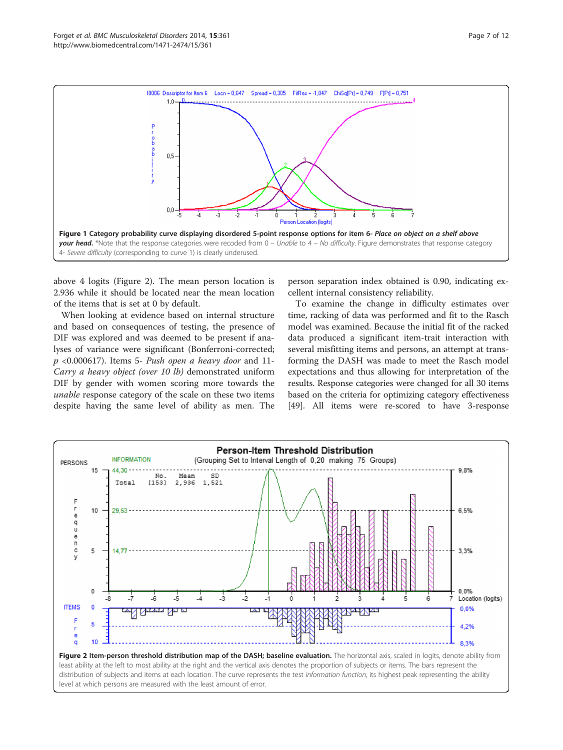**Figure 1 Category probability curve displaying disordered 5-point response options for item 6-** ***Place on object on a shelf above your head.*** *Note that the response categories were recoded from 0 – *Unable* to 4 – *No difficulty*. Figure demonstrates that response category 4- *Severe difficulty* (corresponding to curve 1) is clearly underused.

above 4 logits (Figure 2). The mean person location is 2.936 while it should be located near the mean location of the items that is set at 0 by default.

When looking at evidence based on internal structure and based on consequences of testing, the presence of DIF was explored and was deemed to be present if analyses of variance were significant (Bonferroni-corrected; $p$ <0.000617). Items 5- *Push open a heavy door* and 11- *Carry a heavy object (over 10 lb)* demonstrated uniform DIF by gender with women scoring more towards the *unable* response category of the scale on these two items despite having the same level of ability as men. The person separation index obtained is 0.90, indicating excellent internal consistency reliability.

To examine the change in difficulty estimates over time, racking of data was performed and fit to the Rasch model was examined. Because the initial fit of the racked data produced a significant item-trait interaction with several misfitting items and persons, an attempt at transforming the DASH was made to meet the Rasch model expectations and thus allowing for interpretation of the results. Response categories were changed for all 30 items based on the criteria for optimizing category effectiveness [49]. All items were re-scored to have 3-response

**Figure 2 Item-person threshold distribution map of the DASH; baseline evaluation.** The horizontal axis, scaled in logits, denote ability from least ability at the left to most ability at the right and the vertical axis denotes the proportion of subjects or items. The bars represent the distribution of subjects and items at each location. The curve represents the test *information function*, its highest peak representing the ability level at which persons are measured with the least amount of error.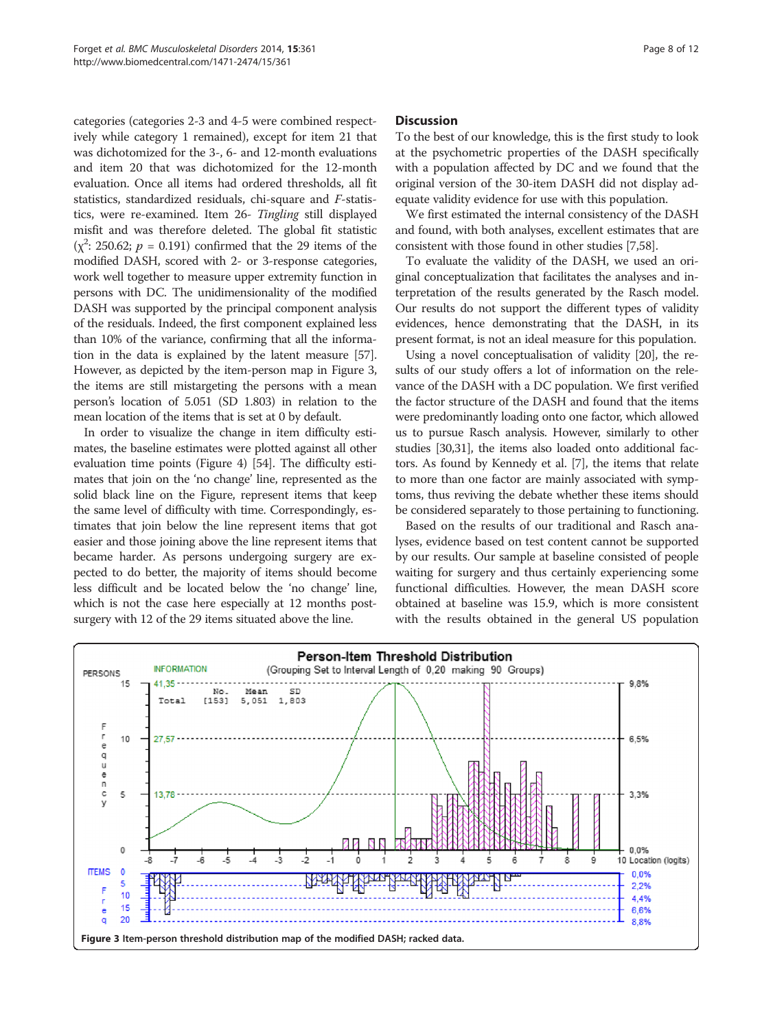categories (categories 2-3 and 4-5 were combined respectively while category 1 remained), except for item 21 that was dichotomized for the 3-, 6- and 12-month evaluations and item 20 that was dichotomized for the 12-month evaluation. Once all items had ordered thresholds, all fit statistics, standardized residuals, chi-square and *F*-statistics, were re-examined. Item 26- *Tingling* still displayed misfit and was therefore deleted. The global fit statistic ($\chi^2$: 250.62; $p$ = 0.191) confirmed that the 29 items of the modified DASH, scored with 2- or 3-response categories, work well together to measure upper extremity function in persons with DC. The unidimensionality of the modified DASH was supported by the principal component analysis of the residuals. Indeed, the first component explained less than 10% of the variance, confirming that all the information in the data is explained by the latent measure [57]. However, as depicted by the item-person map in Figure 3, the items are still mistargeting the persons with a mean person's location of 5.051 (SD 1.803) in relation to the mean location of the items that is set at 0 by default.

In order to visualize the change in item difficulty estimates, the baseline estimates were plotted against all other evaluation time points (Figure 4) [54]. The difficulty estimates that join on the 'no change' line, represented as the solid black line on the Figure, represent items that keep the same level of difficulty with time. Correspondingly, estimates that join below the line represent items that got easier and those joining above the line represent items that became harder. As persons undergoing surgery are expected to do better, the majority of items should become less difficult and be located below the 'no change' line, which is not the case here especially at 12 months post-surgery with 12 of the 29 items situated above the line.

## Discussion

To the best of our knowledge, this is the first study to look at the psychometric properties of the DASH specifically with a population affected by DC and we found that the original version of the 30-item DASH did not display adequate validity evidence for use with this population.

We first estimated the internal consistency of the DASH and found, with both analyses, excellent estimates that are consistent with those found in other studies [7,58].

To evaluate the validity of the DASH, we used an original conceptualization that facilitates the analyses and interpretation of the results generated by the Rasch model. Our results do not support the different types of validity evidences, hence demonstrating that the DASH, in its present format, is not an ideal measure for this population.

Using a novel conceptualisation of validity [20], the results of our study offers a lot of information on the relevance of the DASH with a DC population. We first verified the factor structure of the DASH and found that the items were predominantly loading onto one factor, which allowed us to pursue Rasch analysis. However, similarly to other studies [30,31], the items also loaded onto additional factors. As found by Kennedy et al. [7], the items that relate to more than one factor are mainly associated with symptoms, thus reviving the debate whether these items should be considered separately to those pertaining to functioning.

Based on the results of our traditional and Rasch analyses, evidence based on test content cannot be supported by our results. Our sample at baseline consisted of people waiting for surgery and thus certainly experiencing some functional difficulties. However, the mean DASH score obtained at baseline was 15.9, which is more consistent with the results obtained in the general US population

**Figure 3** Item-person threshold distribution map of the modified DASH; racked data.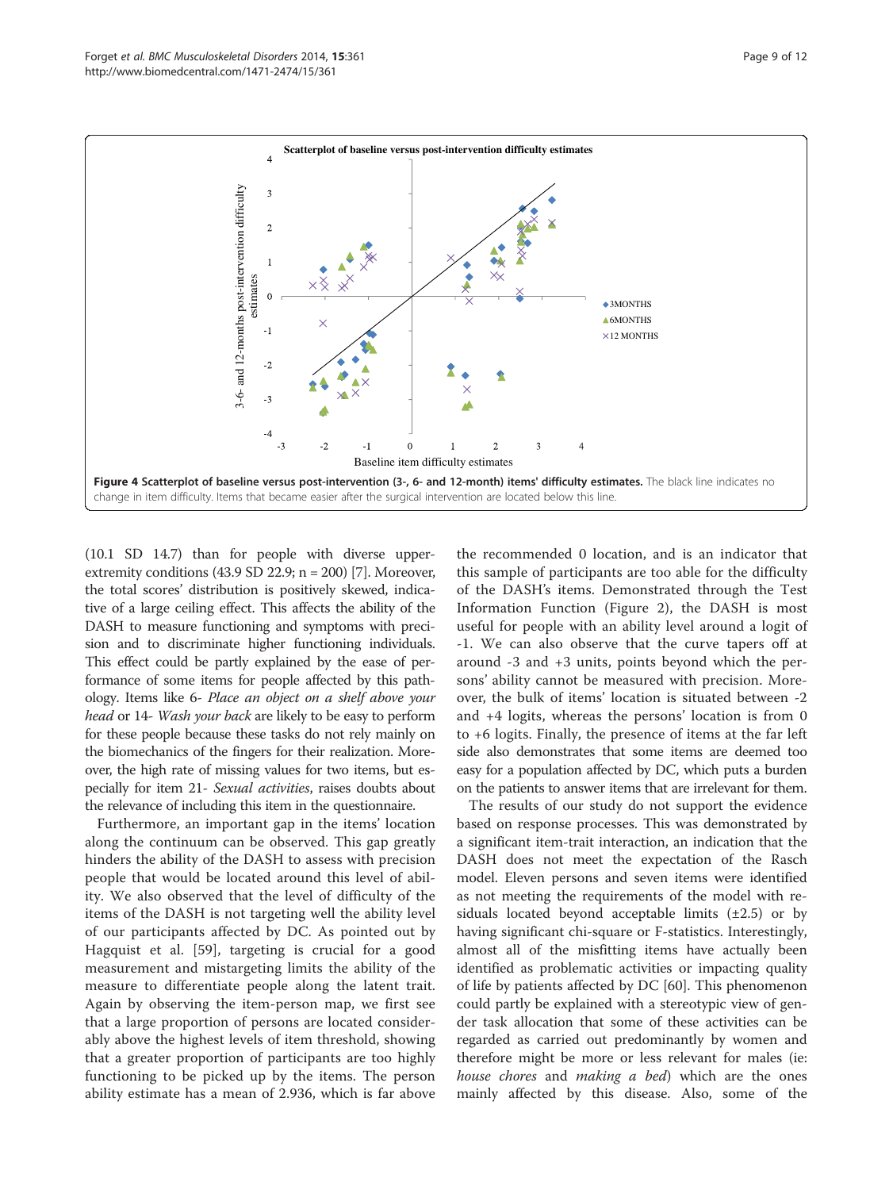**Figure 4 Scatterplot of baseline versus post-intervention (3-, 6- and 12-month) items' difficulty estimates.** The black line indicates no change in item difficulty. Items that became easier after the surgical intervention are located below this line.

(10.1 SD 14.7) than for people with diverse upper-extremity conditions (43.9 SD 22.9; n = 200) [7]. Moreover, the total scores' distribution is positively skewed, indicative of a large ceiling effect. This affects the ability of the DASH to measure functioning and symptoms with precision and to discriminate higher functioning individuals. This effect could be partly explained by the ease of performance of some items for people affected by this pathology. Items like 6- *Place an object on a shelf above your head* or 14- *Wash your back* are likely to be easy to perform for these people because these tasks do not rely mainly on the biomechanics of the fingers for their realization. Moreover, the high rate of missing values for two items, but especially for item 21- *Sexual activities*, raises doubts about the relevance of including this item in the questionnaire.

Furthermore, an important gap in the items' location along the continuum can be observed. This gap greatly hinders the ability of the DASH to assess with precision people that would be located around this level of ability. We also observed that the level of difficulty of the items of the DASH is not targeting well the ability level of our participants affected by DC. As pointed out by Hagquist et al. [59], targeting is crucial for a good measurement and mistargeting limits the ability of the measure to differentiate people along the latent trait. Again by observing the item-person map, we first see that a large proportion of persons are located considerably above the highest levels of item threshold, showing that a greater proportion of participants are too highly functioning to be picked up by the items. The person ability estimate has a mean of 2.936, which is far above the recommended 0 location, and is an indicator that this sample of participants are too able for the difficulty of the DASH's items. Demonstrated through the Test Information Function (Figure 2), the DASH is most useful for people with an ability level around a logit of -1. We can also observe that the curve tapers off at around -3 and +3 units, points beyond which the persons' ability cannot be measured with precision. Moreover, the bulk of items' location is situated between -2 and +4 logits, whereas the persons' location is from 0 to +6 logits. Finally, the presence of items at the far left side also demonstrates that some items are deemed too easy for a population affected by DC, which puts a burden on the patients to answer items that are irrelevant for them.

The results of our study do not support the evidence based on response processes. This was demonstrated by a significant item-trait interaction, an indication that the DASH does not meet the expectation of the Rasch model. Eleven persons and seven items were identified as not meeting the requirements of the model with residuals located beyond acceptable limits (±2.5) or by having significant chi-square or F-statistics. Interestingly, almost all of the misfitting items have actually been identified as problematic activities or impacting quality of life by patients affected by DC [60]. This phenomenon could partly be explained with a stereotypic view of gender task allocation that some of these activities can be regarded as carried out predominantly by women and therefore might be more or less relevant for males (ie: *house chores* and *making a bed*) which are the ones mainly affected by this disease. Also, some of the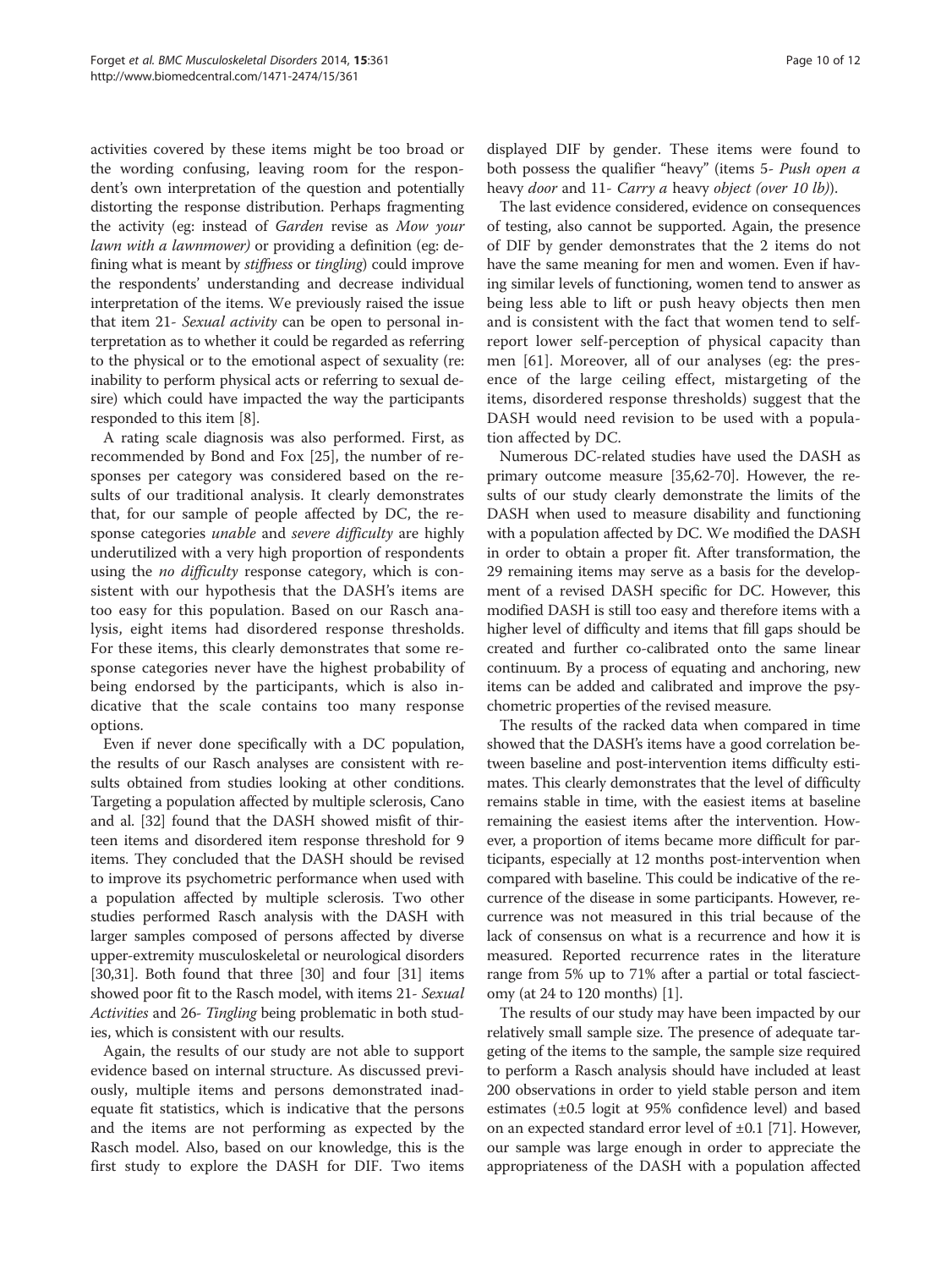activities covered by these items might be too broad or the wording confusing, leaving room for the respondent's own interpretation of the question and potentially distorting the response distribution. Perhaps fragmenting the activity (eg: instead of *Garden* revise as *Mow your lawn with a lawnmower)* or providing a definition (eg: defining what is meant by *stiffness* or *tingling*) could improve the respondents' understanding and decrease individual interpretation of the items. We previously raised the issue that item 21- *Sexual activity* can be open to personal interpretation as to whether it could be regarded as referring to the physical or to the emotional aspect of sexuality (re: inability to perform physical acts or referring to sexual desire) which could have impacted the way the participants responded to this item [8].

A rating scale diagnosis was also performed. First, as recommended by Bond and Fox [25], the number of responses per category was considered based on the results of our traditional analysis. It clearly demonstrates that, for our sample of people affected by DC, the response categories *unable* and *severe difficulty* are highly underutilized with a very high proportion of respondents using the *no difficulty* response category, which is consistent with our hypothesis that the DASH's items are too easy for this population. Based on our Rasch analysis, eight items had disordered response thresholds. For these items, this clearly demonstrates that some response categories never have the highest probability of being endorsed by the participants, which is also indicative that the scale contains too many response options.

Even if never done specifically with a DC population, the results of our Rasch analyses are consistent with results obtained from studies looking at other conditions. Targeting a population affected by multiple sclerosis, Cano and al. [32] found that the DASH showed misfit of thirteen items and disordered item response threshold for 9 items. They concluded that the DASH should be revised to improve its psychometric performance when used with a population affected by multiple sclerosis. Two other studies performed Rasch analysis with the DASH with larger samples composed of persons affected by diverse upper-extremity musculoskeletal or neurological disorders [30,31]. Both found that three [30] and four [31] items showed poor fit to the Rasch model, with items 21- *Sexual Activities* and 26- *Tingling* being problematic in both studies, which is consistent with our results.

Again, the results of our study are not able to support evidence based on internal structure. As discussed previously, multiple items and persons demonstrated inadequate fit statistics, which is indicative that the persons and the items are not performing as expected by the Rasch model. Also, based on our knowledge, this is the first study to explore the DASH for DIF. Two items displayed DIF by gender. These items were found to both possess the qualifier "heavy" (items 5- *Push open a* heavy *door* and 11- *Carry a* heavy *object (over 10 lb)*).

The last evidence considered, evidence on consequences of testing, also cannot be supported. Again, the presence of DIF by gender demonstrates that the 2 items do not have the same meaning for men and women. Even if having similar levels of functioning, women tend to answer as being less able to lift or push heavy objects then men and is consistent with the fact that women tend to self-report lower self-perception of physical capacity than men [61]. Moreover, all of our analyses (eg: the presence of the large ceiling effect, mistargeting of the items, disordered response thresholds) suggest that the DASH would need revision to be used with a population affected by DC.

Numerous DC-related studies have used the DASH as primary outcome measure [35,62-70]. However, the results of our study clearly demonstrate the limits of the DASH when used to measure disability and functioning with a population affected by DC. We modified the DASH in order to obtain a proper fit. After transformation, the 29 remaining items may serve as a basis for the development of a revised DASH specific for DC. However, this modified DASH is still too easy and therefore items with a higher level of difficulty and items that fill gaps should be created and further co-calibrated onto the same linear continuum. By a process of equating and anchoring, new items can be added and calibrated and improve the psychometric properties of the revised measure.

The results of the racked data when compared in time showed that the DASH's items have a good correlation between baseline and post-intervention items difficulty estimates. This clearly demonstrates that the level of difficulty remains stable in time, with the easiest items at baseline remaining the easiest items after the intervention. However, a proportion of items became more difficult for participants, especially at 12 months post-intervention when compared with baseline. This could be indicative of the recurrence of the disease in some participants. However, recurrence was not measured in this trial because of the lack of consensus on what is a recurrence and how it is measured. Reported recurrence rates in the literature range from 5% up to 71% after a partial or total fasciectomy (at 24 to 120 months) [1].

The results of our study may have been impacted by our relatively small sample size. The presence of adequate targeting of the items to the sample, the sample size required to perform a Rasch analysis should have included at least 200 observations in order to yield stable person and item estimates (±0.5 logit at 95% confidence level) and based on an expected standard error level of ±0.1 [71]. However, our sample was large enough in order to appreciate the appropriateness of the DASH with a population affected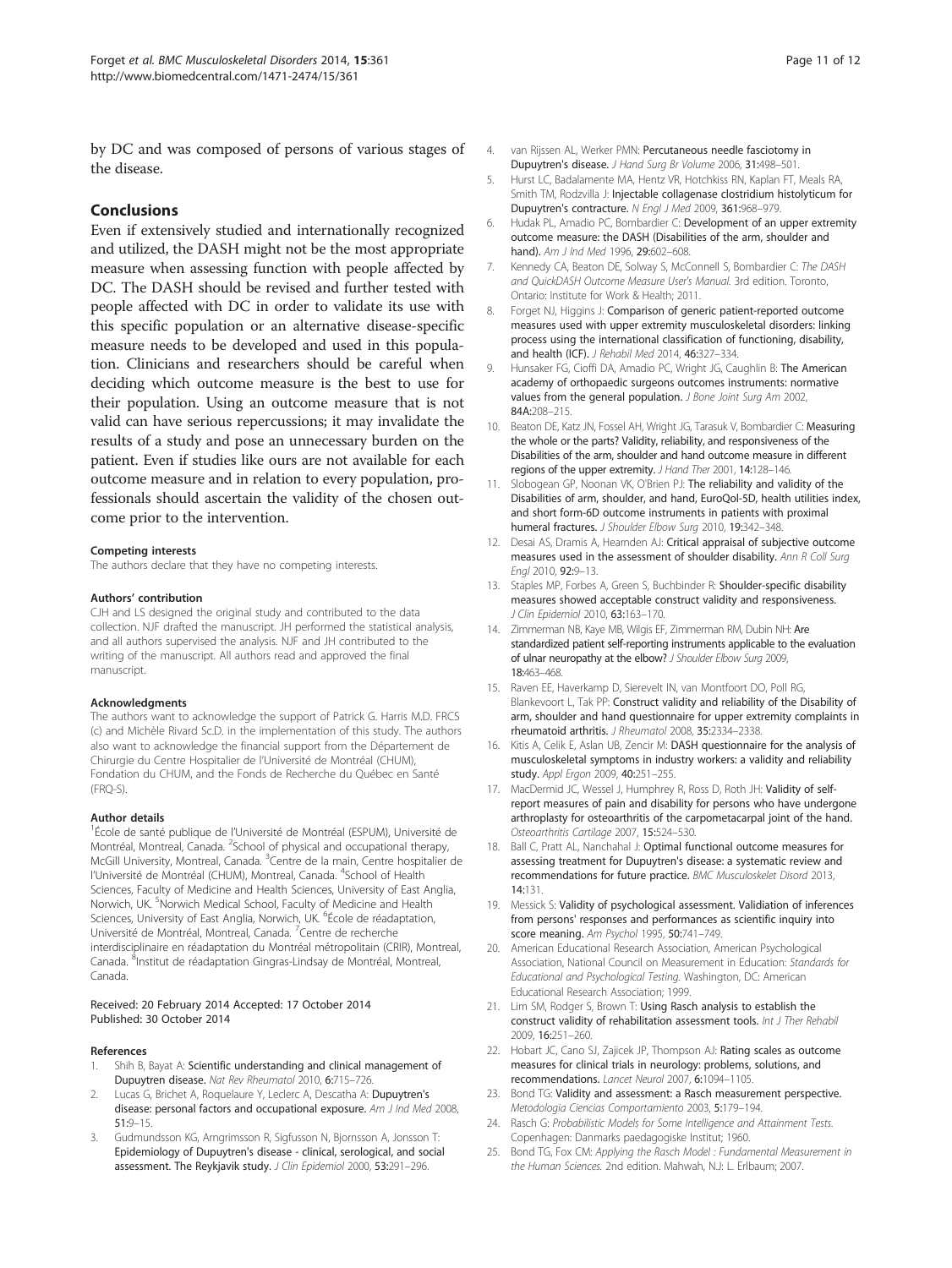by DC and was composed of persons of various stages of the disease.

## Conclusions

Even if extensively studied and internationally recognized and utilized, the DASH might not be the most appropriate measure when assessing function with people affected by DC. The DASH should be revised and further tested with people affected with DC in order to validate its use with this specific population or an alternative disease-specific measure needs to be developed and used in this population. Clinicians and researchers should be careful when deciding which outcome measure is the best to use for their population. Using an outcome measure that is not valid can have serious repercussions; it may invalidate the results of a study and pose an unnecessary burden on the patient. Even if studies like ours are not available for each outcome measure and in relation to every population, professionals should ascertain the validity of the chosen outcome prior to the intervention.

#### Competing interests

The authors declare that they have no competing interests.

#### Authors' contribution

CJH and LS designed the original study and contributed to the data collection. NJF drafted the manuscript. JH performed the statistical analysis, and all authors supervised the analysis. NJF and JH contributed to the writing of the manuscript. All authors read and approved the final manuscript.

#### Acknowledgments

The authors want to acknowledge the support of Patrick G. Harris M.D. FRCS (c) and Michèle Rivard Sc.D. in the implementation of this study. The authors also want to acknowledge the financial support from the Département de Chirurgie du Centre Hospitalier de l'Université de Montréal (CHUM), Fondation du CHUM, and the Fonds de Recherche du Québec en Santé (FRQ-S).

#### Author details

[1]École de santé publique de l'Université de Montréal (ESPUM), Université de Montréal, Montreal, Canada. [2]School of physical and occupational therapy, McGill University, Montreal, Canada. [3]Centre de la main, Centre hospitalier de l'Université de Montréal (CHUM), Montreal, Canada. [4]School of Health Sciences, Faculty of Medicine and Health Sciences, University of East Anglia, Norwich, UK. [5]Norwich Medical School, Faculty of Medicine and Health Sciences, University of East Anglia, Norwich, UK. [6]École de réadaptation, Université de Montréal, Montreal, Canada. [7]Centre de recherche interdisciplinaire en réadaptation du Montréal métropolitain (CRIR), Montreal, Canada. [8]Institut de réadaptation Gingras-Lindsay de Montréal, Montreal, Canada.

Received: 20 February 2014 Accepted: 17 October 2014
Published: 30 October 2014

#### References

1. Shih B, Bayat A: **Scientific understanding and clinical management of Dupuytren disease.** *Nat Rev Rheumatol* 2010, **6:**715–726.
2. Lucas G, Brichet A, Roquelaure Y, Leclerc A, Descatha A: **Dupuytren's disease: personal factors and occupational exposure.** *Am J Ind Med* 2008, **51:**9–15.
3. Gudmundsson KG, Arngrimsson R, Sigfusson N, Bjornsson A, Jonsson T: **Epidemiology of Dupuytren's disease - clinical, serological, and social assessment. The Reykjavik study.** *J Clin Epidemiol* 2000, **53:**291–296.
4. van Rijssen AL, Werker PMN: **Percutaneous needle fasciotomy in Dupuytren's disease.** *J Hand Surg Br Volume* 2006, **31:**498–501.
5. Hurst LC, Badalamente MA, Hentz VR, Hotchkiss RN, Kaplan FT, Meals RA, Smith TM, Rodzvilla J: **Injectable collagenase clostridium histolyticum for Dupuytren's contracture.** *N Engl J Med* 2009, **361:**968–979.
6. Hudak PL, Amadio PC, Bombardier C: **Development of an upper extremity outcome measure: the DASH (Disabilities of the arm, shoulder and hand).** *Am J Ind Med* 1996, **29:**602–608.
7. Kennedy CA, Beaton DE, Solway S, McConnell S, Bombardier C: *The DASH and QuickDASH Outcome Measure User's Manual.* 3rd edition. Toronto, Ontario: Institute for Work & Health; 2011.
8. Forget NJ, Higgins J: **Comparison of generic patient-reported outcome measures used with upper extremity musculoskeletal disorders: linking process using the international classification of functioning, disability, and health (ICF).** *J Rehabil Med* 2014, **46:**327–334.
9. Hunsaker FG, Cioffi DA, Amadio PC, Wright JG, Caughlin B: **The American academy of orthopaedic surgeons outcomes instruments: normative values from the general population.** *J Bone Joint Surg Am* 2002, **84A:**208–215.
10. Beaton DE, Katz JN, Fossel AH, Wright JG, Tarasuk V, Bombardier C: **Measuring the whole or the parts? Validity, reliability, and responsiveness of the Disabilities of the arm, shoulder and hand outcome measure in different regions of the upper extremity.** *J Hand Ther* 2001, **14:**128–146.
11. Slobogean GP, Noonan VK, O'Brien PJ: **The reliability and validity of the Disabilities of arm, shoulder, and hand, EuroQol-5D, health utilities index, and short form-6D outcome instruments in patients with proximal humeral fractures.** *J Shoulder Elbow Surg* 2010, **19:**342–348.
12. Desai AS, Dramis A, Hearnden AJ: **Critical appraisal of subjective outcome measures used in the assessment of shoulder disability.** *Ann R Coll Surg Engl* 2010, **92:**9–13.
13. Staples MP, Forbes A, Green S, Buchbinder R: **Shoulder-specific disability measures showed acceptable construct validity and responsiveness.** *J Clin Epidemiol* 2010, **63:**163–170.
14. Zimmerman NB, Kaye MB, Wilgis EF, Zimmerman RM, Dubin NH: **Are standardized patient self-reporting instruments applicable to the evaluation of ulnar neuropathy at the elbow?** *J Shoulder Elbow Surg* 2009, **18:**463–468.
15. Raven EE, Haverkamp D, Sierevelt IN, van Montfoort DO, Poll RG, Blankevoort L, Tak PP: **Construct validity and reliability of the Disability of arm, shoulder and hand questionnaire for upper extremity complaints in rheumatoid arthritis.** *J Rheumatol* 2008, **35:**2334–2338.
16. Kitis A, Celik E, Aslan UB, Zencir M: **DASH questionnaire for the analysis of musculoskeletal symptoms in industry workers: a validity and reliability study.** *Appl Ergon* 2009, **40:**251–255.
17. MacDermid JC, Wessel J, Humphrey R, Ross D, Roth JH: **Validity of self-report measures of pain and disability for persons who have undergone arthroplasty for osteoarthritis of the carpometacarpal joint of the hand.** *Osteoarthritis Cartilage* 2007, **15:**524–530.
18. Ball C, Pratt AL, Nanchahal J: **Optimal functional outcome measures for assessing treatment for Dupuytren's disease: a systematic review and recommendations for future practice.** *BMC Musculoskelet Disord* 2013, **14:**131.
19. Messick S: **Validity of psychological assessment. Validiation of inferences from persons' responses and performances as scientific inquiry into score meaning.** *Am Psychol* 1995, **50:**741–749.
20. American Educational Research Association, American Psychological Association, National Council on Measurement in Education: *Standards for Educational and Psychological Testing.* Washington, DC: American Educational Research Association; 1999.
21. Lim SM, Rodger S, Brown T: **Using Rasch analysis to establish the construct validity of rehabilitation assessment tools.** *Int J Ther Rehabil* 2009, **16:**251–260.
22. Hobart JC, Cano SJ, Zajicek JP, Thompson AJ: **Rating scales as outcome measures for clinical trials in neurology: problems, solutions, and recommendations.** *Lancet Neurol* 2007, **6:**1094–1105.
23. Bond TG: **Validity and assessment: a Rasch measurement perspective.** *Metodologia Ciencias Comportamiento* 2003, **5:**179–194.
24. Rasch G: *Probabilistic Models for Some Intelligence and Attainment Tests.* Copenhagen: Danmarks paedagogiske Institut; 1960.
25. Bond TG, Fox CM: *Applying the Rasch Model : Fundamental Measurement in the Human Sciences.* 2nd edition. Mahwah, N.J: L. Erlbaum; 2007.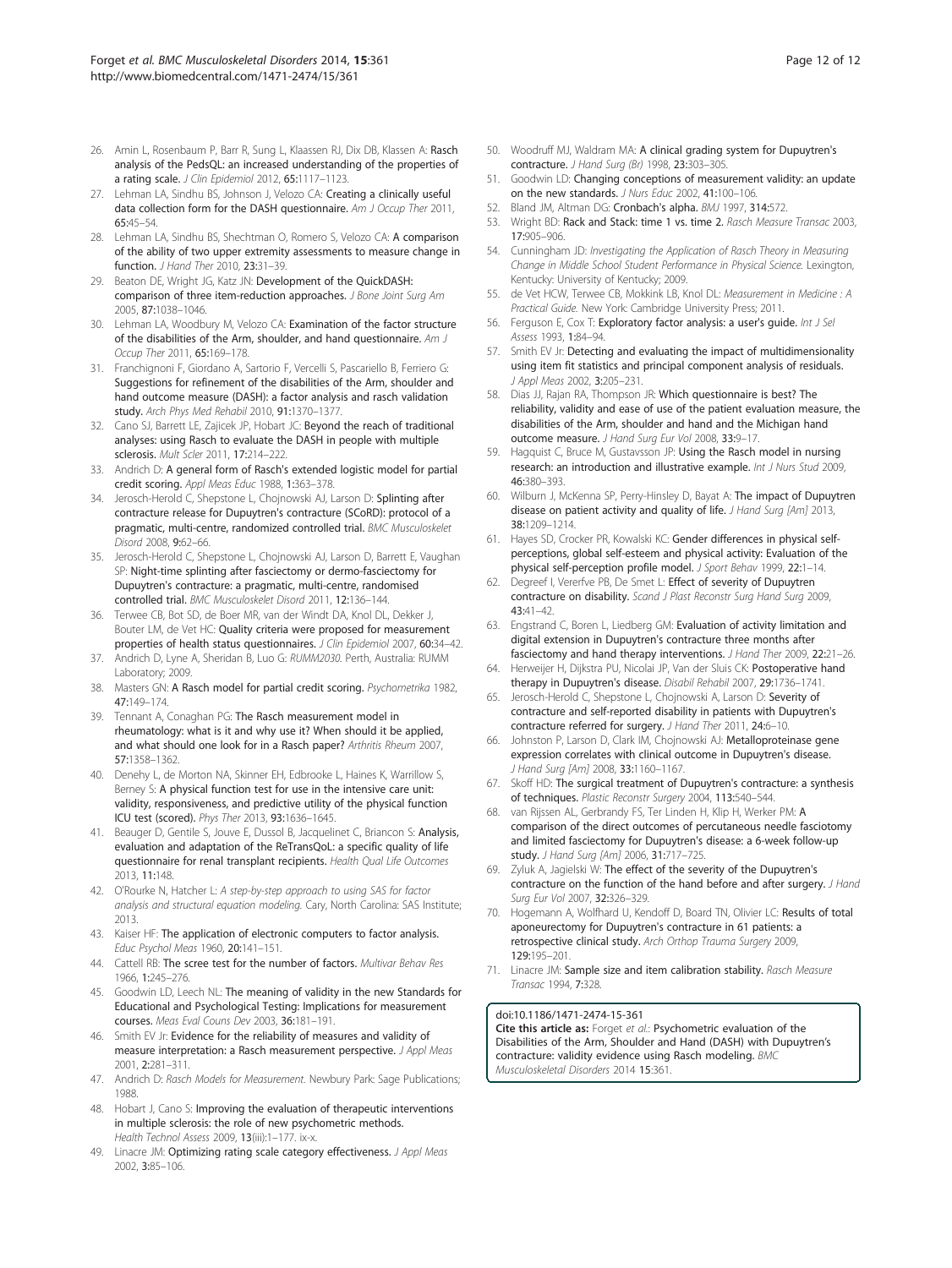26. Amin L, Rosenbaum P, Barr R, Sung L, Klaassen RJ, Dix DB, Klassen A: Rasch analysis of the PedsQL: an increased understanding of the properties of a rating scale. *J Clin Epidemiol* 2012, 65:1117–1123.
27. Lehman LA, Sindhu BS, Johnson J, Velozo CA: Creating a clinically useful data collection form for the DASH questionnaire. *Am J Occup Ther* 2011, 65:45–54.
28. Lehman LA, Sindhu BS, Shechtman O, Romero S, Velozo CA: A comparison of the ability of two upper extremity assessments to measure change in function. *J Hand Ther* 2010, 23:31–39.
29. Beaton DE, Wright JG, Katz JN: Development of the QuickDASH: comparison of three item-reduction approaches. *J Bone Joint Surg Am* 2005, 87:1038–1046.
30. Lehman LA, Woodbury M, Velozo CA: Examination of the factor structure of the disabilities of the Arm, shoulder, and hand questionnaire. *Am J Occup Ther* 2011, 65:169–178.
31. Franchignoni F, Giordano A, Sartorio F, Vercelli S, Pascariello B, Ferriero G: Suggestions for refinement of the disabilities of the Arm, shoulder and hand outcome measure (DASH): a factor analysis and rasch validation study. *Arch Phys Med Rehabil* 2010, 91:1370–1377.
32. Cano SJ, Barrett LE, Zajicek JP, Hobart JC: Beyond the reach of traditional analyses: using Rasch to evaluate the DASH in people with multiple sclerosis. *Mult Scler* 2011, 17:214–222.
33. Andrich D: A general form of Rasch's extended logistic model for partial credit scoring. *Appl Meas Educ* 1988, 1:363–378.
34. Jerosch-Herold C, Shepstone L, Chojnowski AJ, Larson D: Splinting after contracture release for Dupuytren's contracture (SCoRD): protocol of a pragmatic, multi-centre, randomized controlled trial. *BMC Musculoskelet Disord* 2008, 9:62–66.
35. Jerosch-Herold C, Shepstone L, Chojnowski AJ, Larson D, Barrett E, Vaughan SP: Night-time splinting after fasciectomy or dermo-fasciectomy for Dupuytren's contracture: a pragmatic, multi-centre, randomised controlled trial. *BMC Musculoskelet Disord* 2011, 12:136–144.
36. Terwee CB, Bot SD, de Boer MR, van der Windt DA, Knol DL, Dekker J, Bouter LM, de Vet HC: Quality criteria were proposed for measurement properties of health status questionnaires. *J Clin Epidemiol* 2007, 60:34–42.
37. Andrich D, Lyne A, Sheridan B, Luo G: *RUMM2030*. Perth, Australia: RUMM Laboratory; 2009.
38. Masters GN: A Rasch model for partial credit scoring. *Psychometrika* 1982, 47:149–174.
39. Tennant A, Conaghan PG: The Rasch measurement model in rheumatology: what is it and why use it? When should it be applied, and what should one look for in a Rasch paper? *Arthritis Rheum* 2007, 57:1358–1362.
40. Denehy L, de Morton NA, Skinner EH, Edbrooke L, Haines K, Warrillow S, Berney S: A physical function test for use in the intensive care unit: validity, responsiveness, and predictive utility of the physical function ICU test (scored). *Phys Ther* 2013, 93:1636–1645.
41. Beauger D, Gentile S, Jouve E, Dussol B, Jacquelinet C, Briancon S: Analysis, evaluation and adaptation of the ReTransQoL: a specific quality of life questionnaire for renal transplant recipients. *Health Qual Life Outcomes* 2013, 11:148.
42. O'Rourke N, Hatcher L: *A step-by-step approach to using SAS for factor analysis and structural equation modeling*. Cary, North Carolina: SAS Institute; 2013.
43. Kaiser HF: The application of electronic computers to factor analysis. *Educ Psychol Meas* 1960, 20:141–151.
44. Cattell RB: The scree test for the number of factors. *Multivar Behav Res* 1966, 1:245–276.
45. Goodwin LD, Leech NL: The meaning of validity in the new Standards for Educational and Psychological Testing: Implications for measurement courses. *Meas Eval Couns Dev* 2003, 36:181–191.
46. Smith EV Jr: Evidence for the reliability of measures and validity of measure interpretation: a Rasch measurement perspective. *J Appl Meas* 2001, 2:281–311.
47. Andrich D: *Rasch Models for Measurement*. Newbury Park: Sage Publications; 1988.
48. Hobart J, Cano S: Improving the evaluation of therapeutic interventions in multiple sclerosis: the role of new psychometric methods. *Health Technol Assess* 2009, 13(iii):1–177. ix-x.
49. Linacre JM: Optimizing rating scale category effectiveness. *J Appl Meas* 2002, 3:85–106.
50. Woodruff MJ, Waldram MA: A clinical grading system for Dupuytren's contracture. *J Hand Surg (Br)* 1998, 23:303–305.
51. Goodwin LD: Changing conceptions of measurement validity: an update on the new standards. *J Nurs Educ* 2002, 41:100–106.
52. Bland JM, Altman DG: Cronbach's alpha. *BMJ* 1997, 314:572.
53. Wright BD: Rack and Stack: time 1 vs. time 2. *Rasch Measure Transac* 2003, 17:905–906.
54. Cunningham JD: *Investigating the Application of Rasch Theory in Measuring Change in Middle School Student Performance in Physical Science*. Lexington, Kentucky: University of Kentucky; 2009.
55. de Vet HCW, Terwee CB, Mokkink LB, Knol DL: *Measurement in Medicine : A Practical Guide*. New York: Cambridge University Press; 2011.
56. Ferguson E, Cox T: Exploratory factor analysis: a user's guide. *Int J Sel Assess* 1993, 1:84–94.
57. Smith EV Jr: Detecting and evaluating the impact of multidimensionality using item fit statistics and principal component analysis of residuals. *J Appl Meas* 2002, 3:205–231.
58. Dias JJ, Rajan RA, Thompson JR: Which questionnaire is best? The reliability, validity and ease of use of the patient evaluation measure, the disabilities of the Arm, shoulder and hand and the Michigan hand outcome measure. *J Hand Surg Eur Vol* 2008, 33:9–17.
59. Hagquist C, Bruce M, Gustavsson JP: Using the Rasch model in nursing research: an introduction and illustrative example. *Int J Nurs Stud* 2009, 46:380–393.
60. Wilburn J, McKenna SP, Perry-Hinsley D, Bayat A: The impact of Dupuytren disease on patient activity and quality of life. *J Hand Surg [Am]* 2013, 38:1209–1214.
61. Hayes SD, Crocker PR, Kowalski KC: Gender differences in physical self-perceptions, global self-esteem and physical activity: Evaluation of the physical self-perception profile model. *J Sport Behav* 1999, 22:1–14.
62. Degreef I, Vererfve PB, De Smet L: Effect of severity of Dupuytren contracture on disability. *Scand J Plast Reconstr Surg Hand Surg* 2009, 43:41–42.
63. Engstrand C, Boren L, Liedberg GM: Evaluation of activity limitation and digital extension in Dupuytren's contracture three months after fasciectomy and hand therapy interventions. *J Hand Ther* 2009, 22:21–26.
64. Herweijer H, Dijkstra PU, Nicolai JP, Van der Sluis CK: Postoperative hand therapy in Dupuytren's disease. *Disabil Rehabil* 2007, 29:1736–1741.
65. Jerosch-Herold C, Shepstone L, Chojnowski A, Larson D: Severity of contracture and self-reported disability in patients with Dupuytren's contracture referred for surgery. *J Hand Ther* 2011, 24:6–10.
66. Johnston P, Larson D, Clark IM, Chojnowski AJ: Metalloproteinase gene expression correlates with clinical outcome in Dupuytren's disease. *J Hand Surg [Am]* 2008, 33:1160–1167.
67. Skoff HD: The surgical treatment of Dupuytren's contracture: a synthesis of techniques. *Plastic Reconstr Surgery* 2004, 113:540–544.
68. van Rijssen AL, Gerbrandy FS, Ter Linden H, Klip H, Werker PM: A comparison of the direct outcomes of percutaneous needle fasciotomy and limited fasciectomy for Dupuytren's disease: a 6-week follow-up study. *J Hand Surg [Am]* 2006, 31:717–725.
69. Zyluk A, Jagielski W: The effect of the severity of the Dupuytren's contracture on the function of the hand before and after surgery. *J Hand Surg Eur Vol* 2007, 32:326–329.
70. Hogemann A, Wolfhard U, Kendoff D, Board TN, Olivier LC: Results of total aponeurectomy for Dupuytren's contracture in 61 patients: a retrospective clinical study. *Arch Orthop Trauma Surgery* 2009, 129:195–201.
71. Linacre JM: Sample size and item calibration stability. *Rasch Measure Transac* 1994, 7:328.

doi:10.1186/1471-2474-15-361

**Cite this article as:** Forget *et al.*: Psychometric evaluation of the Disabilities of the Arm, Shoulder and Hand (DASH) with Dupuytren's contracture: validity evidence using Rasch modeling. *BMC Musculoskeletal Disorders* 2014 15:361.